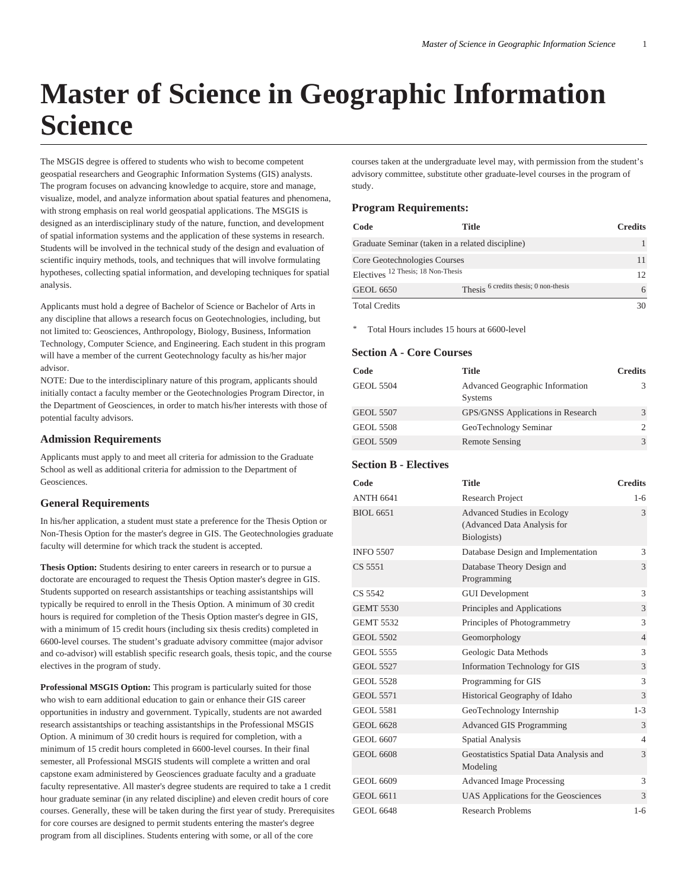# Master of Science in Geographic Information Science

The MSGIS degree is offered to students who wish to become competent geospatial researchers and Geographic Information Systems (GIS) analysts. The program focuses on advancing knowledge to acquire, store and manage, visualize, model, and analyze information about spatial features and phenomena, with strong emphasis on real world geospatial applications. The MSGIS is designed as an interdisciplinary study of the nature, function, and development of spatial information systems and the application of these systems in research. Students will be involved in the technical study of the design and evaluation of scientific inquiry methods, tools, and techniques that will involve formulating hypotheses, collecting spatial information, and developing techniques for spatial analysis.

Applicants must hold a degree of Bachelor of Science or Bachelor of Arts in any discipline that allows a research focus on Geotechnologies, including, but not limited to: Geosciences, Anthropology, Biology, Business, Information Technology, Computer Science, and Engineering. Each student in this program will have a member of the current Geotechnology faculty as his/her major advisor.
NOTE: Due to the interdisciplinary nature of this program, applicants should initially contact a faculty member or the Geotechnologies Program Director, in the Department of Geosciences, in order to match his/her interests with those of potential faculty advisors.

### Admission Requirements

Applicants must apply to and meet all criteria for admission to the Graduate School as well as additional criteria for admission to the Department of Geosciences.

### General Requirements

In his/her application, a student must state a preference for the Thesis Option or Non-Thesis Option for the master's degree in GIS. The Geotechnologies graduate faculty will determine for which track the student is accepted.

**Thesis Option:** Students desiring to enter careers in research or to pursue a doctorate are encouraged to request the Thesis Option master's degree in GIS. Students supported on research assistantships or teaching assistantships will typically be required to enroll in the Thesis Option. A minimum of 30 credit hours is required for completion of the Thesis Option master's degree in GIS, with a minimum of 15 credit hours (including six thesis credits) completed in 6600-level courses. The student's graduate advisory committee (major advisor and co-advisor) will establish specific research goals, thesis topic, and the course electives in the program of study.

**Professional MSGIS Option:** This program is particularly suited for those who wish to earn additional education to gain or enhance their GIS career opportunities in industry and government. Typically, students are not awarded research assistantships or teaching assistantships in the Professional MSGIS Option. A minimum of 30 credit hours is required for completion, with a minimum of 15 credit hours completed in 6600-level courses. In their final semester, all Professional MSGIS students will complete a written and oral capstone exam administered by Geosciences graduate faculty and a graduate faculty representative. All master's degree students are required to take a 1 credit hour graduate seminar (in any related discipline) and eleven credit hours of core courses. Generally, these will be taken during the first year of study. Prerequisites for core courses are designed to permit students entering the master's degree program from all disciplines. Students entering with some, or all of the core courses taken at the undergraduate level may, with permission from the student's advisory committee, substitute other graduate-level courses in the program of study.

### Program Requirements:

| Code | Title | Credits |
|---|---|---|
| Graduate Seminar (taken in a related discipline) | | 1 |
| Core Geotechnologies Courses | | 11 |
| Electives [12 Thesis; 18 Non-Thesis] | | 12 |
| GEOL 6650 | Thesis [6 credits thesis; 0 non-thesis] | 6 |
| Total Credits | | 30 |

\* Total Hours includes 15 hours at 6600-level

### Section A - Core Courses

| Code | Title | Credits |
|---|---|---|
| GEOL 5504 | Advanced Geographic Information Systems | 3 |
| GEOL 5507 | GPS/GNSS Applications in Research | 3 |
| GEOL 5508 | GeoTechnology Seminar | 2 |
| GEOL 5509 | Remote Sensing | 3 |

### Section B - Electives

| Code | Title | Credits |
|---|---|---|
| ANTH 6641 | Research Project | 1-6 |
| BIOL 6651 | Advanced Studies in Ecology (Advanced Data Analysis for Biologists) | 3 |
| INFO 5507 | Database Design and Implementation | 3 |
| CS 5551 | Database Theory Design and Programming | 3 |
| CS 5542 | GUI Development | 3 |
| GEMT 5530 | Principles and Applications | 3 |
| GEMT 5532 | Principles of Photogrammetry | 3 |
| GEOL 5502 | Geomorphology | 4 |
| GEOL 5555 | Geologic Data Methods | 3 |
| GEOL 5527 | Information Technology for GIS | 3 |
| GEOL 5528 | Programming for GIS | 3 |
| GEOL 5571 | Historical Geography of Idaho | 3 |
| GEOL 5581 | GeoTechnology Internship | 1-3 |
| GEOL 6628 | Advanced GIS Programming | 3 |
| GEOL 6607 | Spatial Analysis | 4 |
| GEOL 6608 | Geostatistics Spatial Data Analysis and Modeling | 3 |
| GEOL 6609 | Advanced Image Processing | 3 |
| GEOL 6611 | UAS Applications for the Geosciences | 3 |
| GEOL 6648 | Research Problems | 1-6 |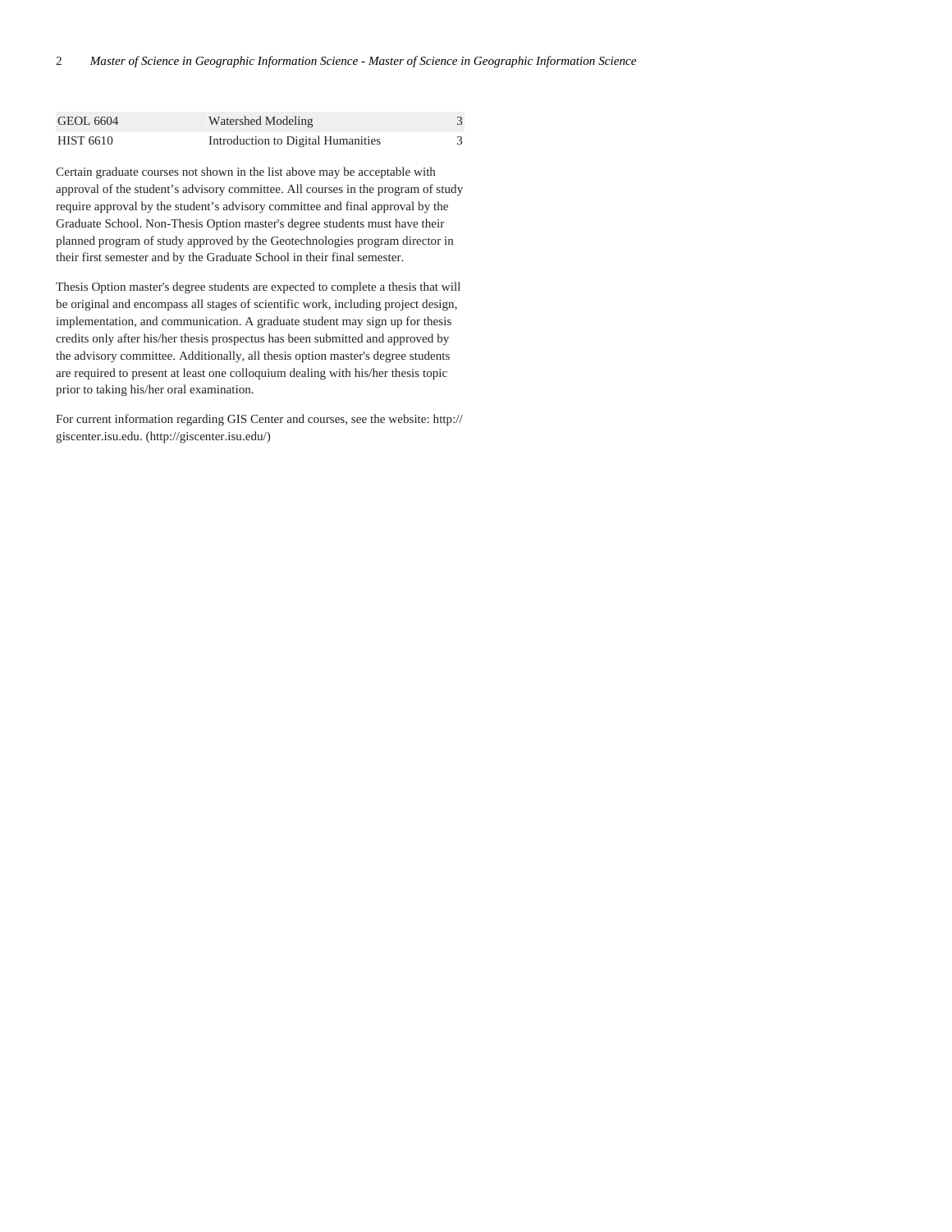| | | |
|---|---|---|
| GEOL 6604 | Watershed Modeling | 3 |
| HIST 6610 | Introduction to Digital Humanities | 3 |

Certain graduate courses not shown in the list above may be acceptable with approval of the student's advisory committee. All courses in the program of study require approval by the student's advisory committee and final approval by the Graduate School. Non-Thesis Option master's degree students must have their planned program of study approved by the Geotechnologies program director in their first semester and by the Graduate School in their final semester.

Thesis Option master's degree students are expected to complete a thesis that will be original and encompass all stages of scientific work, including project design, implementation, and communication. A graduate student may sign up for thesis credits only after his/her thesis prospectus has been submitted and approved by the advisory committee. Additionally, all thesis option master's degree students are required to present at least one colloquium dealing with his/her thesis topic prior to taking his/her oral examination.

For current information regarding GIS Center and courses, see the website: http://giscenter.isu.edu. (http://giscenter.isu.edu/)